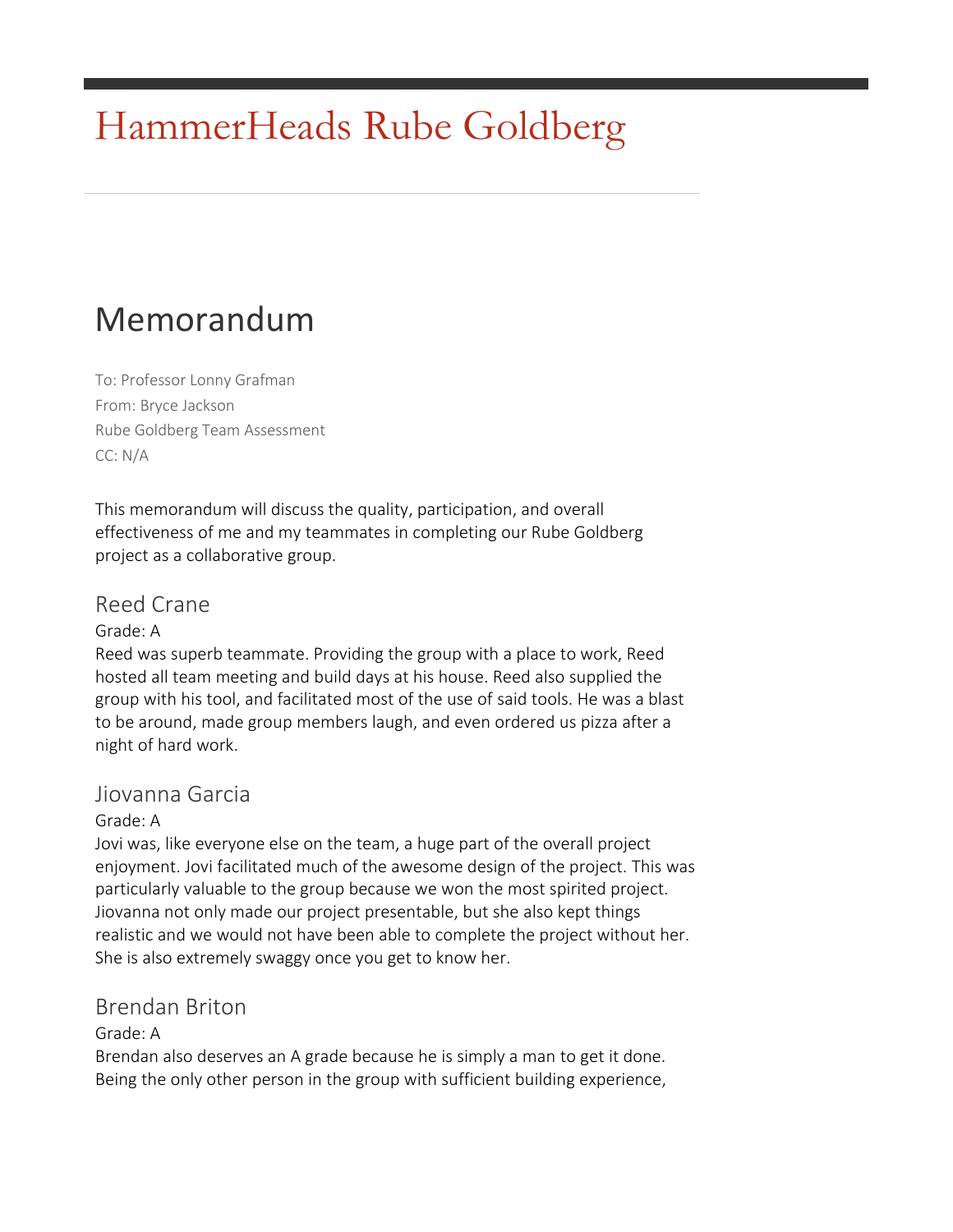# HammerHeads Rube Goldberg

## Memorandum

To: Professor Lonny Grafman
From: Bryce Jackson
Rube Goldberg Team Assessment
CC: N/A

This memorandum will discuss the quality, participation, and overall effectiveness of me and my teammates in completing our Rube Goldberg project as a collaborative group.

### Reed Crane

Grade: A
Reed was superb teammate. Providing the group with a place to work, Reed hosted all team meeting and build days at his house. Reed also supplied the group with his tool, and facilitated most of the use of said tools. He was a blast to be around, made group members laugh, and even ordered us pizza after a night of hard work.

### Jiovanna Garcia

Grade: A
Jovi was, like everyone else on the team, a huge part of the overall project enjoyment. Jovi facilitated much of the awesome design of the project. This was particularly valuable to the group because we won the most spirited project. Jiovanna not only made our project presentable, but she also kept things realistic and we would not have been able to complete the project without her. She is also extremely swaggy once you get to know her.

### Brendan Briton

Grade: A
Brendan also deserves an A grade because he is simply a man to get it done. Being the only other person in the group with sufficient building experience,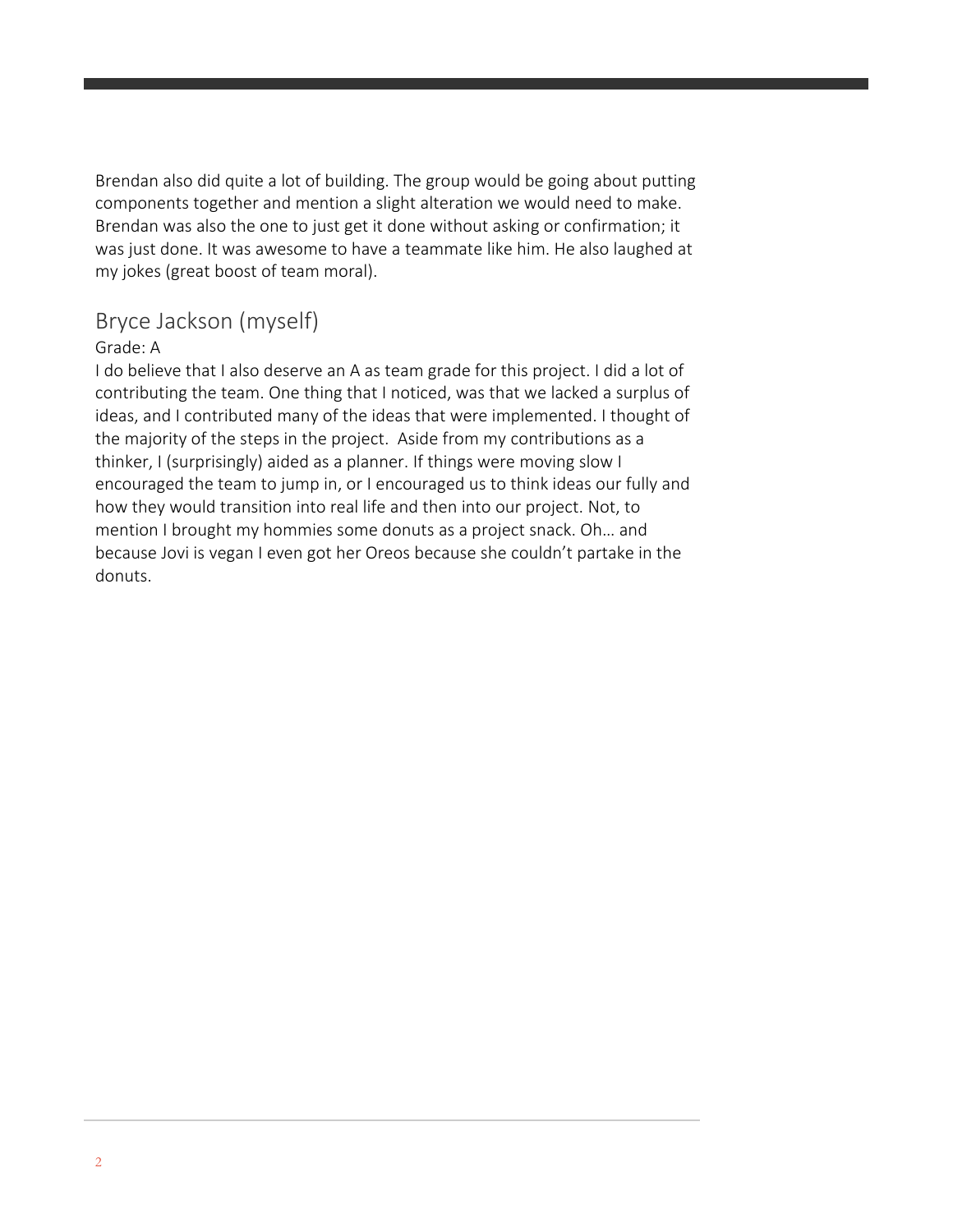Brendan also did quite a lot of building. The group would be going about putting components together and mention a slight alteration we would need to make. Brendan was also the one to just get it done without asking or confirmation; it was just done. It was awesome to have a teammate like him. He also laughed at my jokes (great boost of team moral).

## Bryce Jackson (myself)

Grade: A

I do believe that I also deserve an A as team grade for this project. I did a lot of contributing the team. One thing that I noticed, was that we lacked a surplus of ideas, and I contributed many of the ideas that were implemented. I thought of the majority of the steps in the project. Aside from my contributions as a thinker, I (surprisingly) aided as a planner. If things were moving slow I encouraged the team to jump in, or I encouraged us to think ideas our fully and how they would transition into real life and then into our project. Not, to mention I brought my hommies some donuts as a project snack. Oh… and because Jovi is vegan I even got her Oreos because she couldn't partake in the donuts.